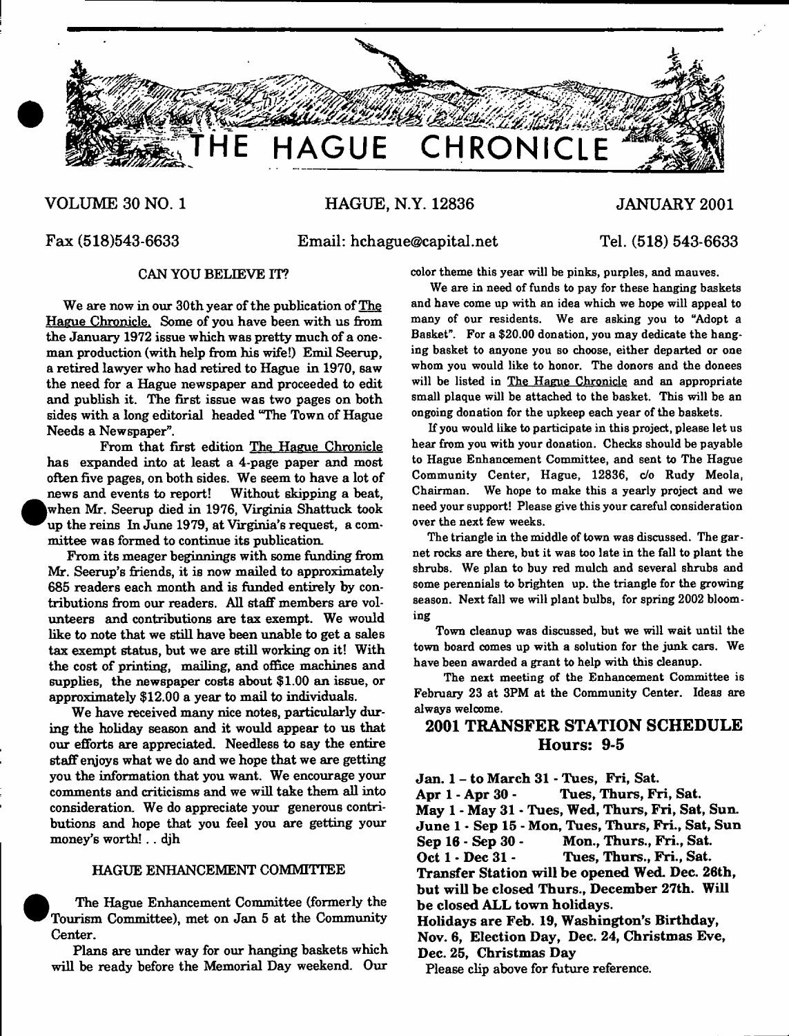# THE HAGUE CHRONICLE

VOLUME 30 NO. 1 | HAGUE, N.Y. 12836 | JANUARY 2001

Fax (518)543-6633 | Email: hchague@capital.net | Tel. (518) 543-6633

## CAN YOU BELIEVE IT?

We are now in our 30th year of the publication of The Hague Chronicle. Some of you have been with us from the January 1972 issue which was pretty much of a one-man production (with help from his wife!) Emil Seerup, a retired lawyer who had retired to Hague in 1970, saw the need for a Hague newspaper and proceeded to edit and publish it. The first issue was two pages on both sides with a long editorial headed "The Town of Hague Needs a Newspaper".

From that first edition The Hague Chronicle has expanded into at least a 4-page paper and most often five pages, on both sides. We seem to have a lot of news and events to report! Without skipping a beat, when Mr. Seerup died in 1976, Virginia Shattuck took up the reins In June 1979, at Virginia's request, a committee was formed to continue its publication.

From its meager beginnings with some funding from Mr. Seerup's friends, it is now mailed to approximately 685 readers each month and is funded entirely by contributions from our readers. All staff members are volunteers and contributions are tax exempt. We would like to note that we still have been unable to get a sales tax exempt status, but we are still working on it! With the cost of printing, mailing, and office machines and supplies, the newspaper costs about $1.00 an issue, or approximately $12.00 a year to mail to individuals.

We have received many nice notes, particularly during the holiday season and it would appear to us that our efforts are appreciated. Needless to say the entire staff enjoys what we do and we hope that we are getting you the information that you want. We encourage your comments and criticisms and we will take them all into consideration. We do appreciate your generous contributions and hope that you feel you are getting your money's worth! . . djh

## HAGUE ENHANCEMENT COMMITTEE

The Hague Enhancement Committee (formerly the Tourism Committee), met on Jan 5 at the Community Center.

Plans are under way for our hanging baskets which will be ready before the Memorial Day weekend. Our color theme this year will be pinks, purples, and mauves.

We are in need of funds to pay for these hanging baskets and have come up with an idea which we hope will appeal to many of our residents. We are asking you to "Adopt a Basket". For a $20.00 donation, you may dedicate the hanging basket to anyone you so choose, either departed or one whom you would like to honor. The donors and the donees will be listed in The Hague Chronicle and an appropriate small plaque will be attached to the basket. This will be an ongoing donation for the upkeep each year of the baskets.

If you would like to participate in this project, please let us hear from you with your donation. Checks should be payable to Hague Enhancement Committee, and sent to The Hague Community Center, Hague, 12836, c/o Rudy Meola, Chairman. We hope to make this a yearly project and we need your support! Please give this your careful consideration over the next few weeks.

The triangle in the middle of town was discussed. The garnet rocks are there, but it was too late in the fall to plant the shrubs. We plan to buy red mulch and several shrubs and some perennials to brighten up. the triangle for the growing season. Next fall we will plant bulbs, for spring 2002 blooming

Town cleanup was discussed, but we will wait until the town board comes up with a solution for the junk cars. We have been awarded a grant to help with this cleanup.

The next meeting of the Enhancement Committee is February 23 at 3PM at the Community Center. Ideas are always welcome.

## 2001 TRANSFER STATION SCHEDULE
## Hours: 9-5

**Jan. 1 – to March 31 - Tues, Fri, Sat.**
**Apr 1 - Apr 30 - Tues, Thurs, Fri, Sat.**
**May 1 - May 31 - Tues, Wed, Thurs, Fri, Sat, Sun.**
**June 1 - Sep 15 - Mon, Tues, Thurs, Fri., Sat, Sun**
**Sep 16 - Sep 30 - Mon., Thurs., Fri., Sat.**
**Oct 1 - Dec 31 - Tues, Thurs., Fri., Sat.**
**Transfer Station will be opened Wed. Dec. 26th, but will be closed Thurs., December 27th. Will be closed ALL town holidays.**
**Holidays are Feb. 19, Washington's Birthday, Nov. 6, Election Day, Dec. 24, Christmas Eve, Dec. 25, Christmas Day**

Please clip above for future reference.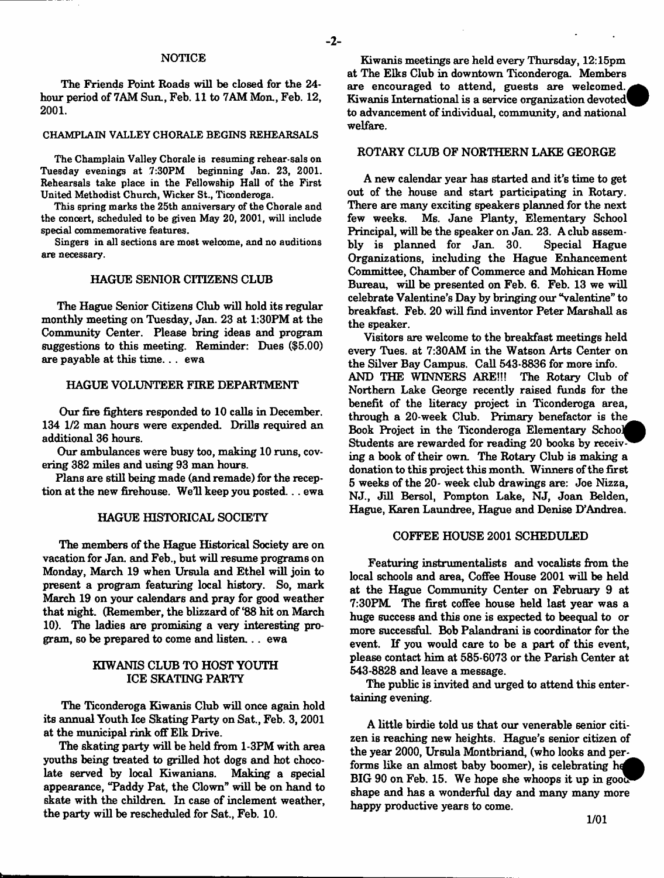## NOTICE

The Friends Point Roads will be closed for the 24-hour period of 7AM Sun., Feb. 11 to 7AM Mon., Feb. 12, 2001.

## CHAMPLAIN VALLEY CHORALE BEGINS REHEARSALS

The Champlain Valley Chorale is resuming rehear-sals on Tuesday evenings at 7:30PM beginning Jan. 23, 2001. Rehearsals take place in the Fellowship Hall of the First United Methodist Church, Wicker St., Ticonderoga.

This spring marks the 25th anniversary of the Chorale and the concert, scheduled to be given May 20, 2001, will include special commemorative features.

Singers in all sections are most welcome, and no auditions are necessary.

## HAGUE SENIOR CITIZENS CLUB

The Hague Senior Citizens Club will hold its regular monthly meeting on Tuesday, Jan. 23 at 1:30PM at the Community Center. Please bring ideas and program suggestions to this meeting. Reminder: Dues ($5.00) are payable at this time... ewa

## HAGUE VOLUNTEER FIRE DEPARTMENT

Our fire fighters responded to 10 calls in December. 134 1/2 man hours were expended. Drills required an additional 36 hours.

Our ambulances were busy too, making 10 runs, covering 382 miles and using 93 man hours.

Plans are still being made (and remade) for the reception at the new firehouse. We'll keep you posted... ewa

## HAGUE HISTORICAL SOCIETY

The members of the Hague Historical Society are on vacation for Jan. and Feb., but will resume programs on Monday, March 19 when Ursula and Ethel will join to present a program featuring local history. So, mark March 19 on your calendars and pray for good weather that night. (Remember, the blizzard of '88 hit on March 10). The ladies are promising a very interesting program, so be prepared to come and listen... ewa

## KIWANIS CLUB TO HOST YOUTH ICE SKATING PARTY

The Ticonderoga Kiwanis Club will once again hold its annual Youth Ice Skating Party on Sat., Feb. 3, 2001 at the municipal rink off Elk Drive.

The skating party will be held from 1-3PM with area youths being treated to grilled hot dogs and hot chocolate served by local Kiwanians. Making a special appearance, "Paddy Pat, the Clown" will be on hand to skate with the children. In case of inclement weather, the party will be rescheduled for Sat., Feb. 10.

Kiwanis meetings are held every Thursday, 12:15pm at The Elks Club in downtown Ticonderoga. Members are encouraged to attend, guests are welcomed. Kiwanis International is a service organization devoted to advancement of individual, community, and national welfare.

## ROTARY CLUB OF NORTHERN LAKE GEORGE

A new calendar year has started and it's time to get out of the house and start participating in Rotary. There are many exciting speakers planned for the next few weeks. Ms. Jane Planty, Elementary School Principal, will be the speaker on Jan. 23. A club assembly is planned for Jan. 30. Special Hague Organizations, including the Hague Enhancement Committee, Chamber of Commerce and Mohican Home Bureau, will be presented on Feb. 6. Feb. 13 we will celebrate Valentine's Day by bringing our "valentine" to breakfast. Feb. 20 will find inventor Peter Marshall as the speaker.

Visitors are welcome to the breakfast meetings held every Tues. at 7:30AM in the Watson Arts Center on the Silver Bay Campus. Call 543-8836 for more info.

AND THE WINNERS ARE!!! The Rotary Club of Northern Lake George recently raised funds for the benefit of the literacy project in Ticonderoga area, through a 20-week Club. Primary benefactor is the Book Project in the Ticonderoga Elementary School. Students are rewarded for reading 20 books by receiving a book of their own. The Rotary Club is making a donation to this project this month. Winners of the first 5 weeks of the 20- week club drawings are: Joe Nizza, NJ., Jill Bersol, Pompton Lake, NJ, Joan Belden, Hague, Karen Laundree, Hague and Denise D'Andrea.

## COFFEE HOUSE 2001 SCHEDULED

Featuring instrumentalists and vocalists from the local schools and area, Coffee House 2001 will be held at the Hague Community Center on February 9 at 7:30PM. The first coffee house held last year was a huge success and this one is expected to beequal to or more successful. Bob Palandrani is coordinator for the event. If you would care to be a part of this event, please contact him at 585-6073 or the Parish Center at 543-8828 and leave a message.

The public is invited and urged to attend this entertaining evening.

A little birdie told us that our venerable senior citizen is reaching new heights. Hague's senior citizen of the year 2000, Ursula Montbriand, (who looks and performs like an almost baby boomer), is celebrating her BIG 90 on Feb. 15. We hope she whoops it up in good shape and has a wonderful day and many many more happy productive years to come.

1/01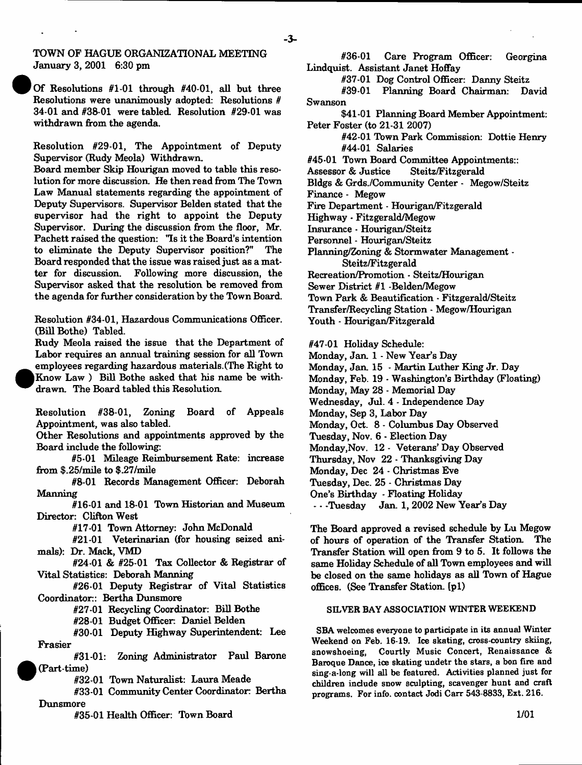## TOWN OF HAGUE ORGANIZATIONAL MEETING
January 3, 2001 6:30 pm

Of Resolutions #1-01 through #40-01, all but three Resolutions were unanimously adopted: Resolutions # 34-01 and #38-01 were tabled. Resolution #29-01 was withdrawn from the agenda.

Resolution #29-01, The Appointment of Deputy Supervisor (Rudy Meola) Withdrawn.

Board member Skip Hourigan moved to table this resolution for more discussion. He then read from The Town Law Manual statements regarding the appointment of Deputy Supervisors. Supervisor Belden stated that the supervisor had the right to appoint the Deputy Supervisor. During the discussion from the floor, Mr. Pachett raised the question: "Is it the Board's intention to eliminate the Deputy Supervisor position?" The Board responded that the issue was raised just as a matter for discussion. Following more discussion, the Supervisor asked that the resolution be removed from the agenda for further consideration by the Town Board.

Resolution #34-01, Hazardous Communications Officer. (Bill Bothe) Tabled.

Rudy Meola raised the issue that the Department of Labor requires an annual training session for all Town employees regarding hazardous materials.(The Right to Know Law ) Bill Bothe asked that his name be withdrawn. The Board tabled this Resolution.

Resolution #38-01, Zoning Board of Appeals Appointment, was also tabled.

Other Resolutions and appointments approved by the Board include the following:

#5-01 Mileage Reimbursement Rate: increase from $.25/mile to $.27/mile

#8-01 Records Management Officer: Deborah Manning

#16-01 and 18-01 Town Historian and Museum Director: Clifton West

#17-01 Town Attorney: John McDonald

#21-01 Veterinarian (for housing seized animals): Dr. Mack, VMD

#24-01 & #25-01 Tax Collector & Registrar of Vital Statistics: Deborah Manning

#26-01 Deputy Registrar of Vital Statistics Coordinator:: Bertha Dunsmore

#27-01 Recycling Coordinator: Bill Bothe

#28-01 Budget Officer: Daniel Belden

#30-01 Deputy Highway Superintendent: Lee Frasier

#31-01: Zoning Administrator Paul Barone (Part-time)

#32-01 Town Naturalist: Laura Meade

#33-01 Community Center Coordinator: Bertha Dunsmore

#35-01 Health Officer: Town Board

#36-01 Care Program Officer: Georgina Lindquist. Assistant Janet Hoffay

#37-01 Dog Control Officer: Danny Steitz

#39-01 Planning Board Chairman: David Swanson

$41-01 Planning Board Member Appointment: Peter Foster (to 21-31 2007)

#42-01 Town Park Commission: Dottie Henry

#44-01 Salaries

#45-01 Town Board Committee Appointments::

Assessor & Justice Steitz/Fitzgerald
Bldgs & Grds./Community Center - Megow/Steitz
Finance - Megow
Fire Department - Hourigan/Fitzgerald
Highway - Fitzgerald/Megow
Insurance - Hourigan/Steitz
Personnel - Hourigan/Steitz
Planning/Zoning & Stormwater Management - Steitz/Fitzgerald
Recreation/Promotion - Steitz/Hourigan
Sewer District #1 -Belden/Megow
Town Park & Beautification - Fitzgerald/Steitz
Transfer/Recycling Station - Megow/Hourigan
Youth - Hourigan/Fitzgerald

#47-01 Holiday Schedule:
Monday, Jan. 1 - New Year's Day
Monday, Jan. 15 - Martin Luther King Jr. Day
Monday, Feb. 19 - Washington's Birthday (Floating)
Monday, May 28 - Memorial Day
Wednesday, Jul. 4 - Independence Day
Monday, Sep 3, Labor Day
Monday, Oct. 8 - Columbus Day Observed
Tuesday, Nov. 6 - Election Day
Monday,Nov. 12 - Veterans' Day Observed
Thursday, Nov 22 - Thanksgiving Day
Monday, Dec 24 - Christmas Eve
Tuesday, Dec. 25 - Christmas Day
One's Birthday - Floating Holiday
- - -Tuesday Jan. 1, 2002 New Year's Day

The Board approved a revised schedule by Lu Megow of hours of operation of the Transfer Station. The Transfer Station will open from 9 to 5. It follows the same Holiday Schedule of all Town employees and will be closed on the same holidays as all Town of Hague offices. (See Transfer Station. [p1)

### SILVER BAY ASSOCIATION WINTER WEEKEND

SBA welcomes everyone to participate in its annual Winter Weekend on Feb. 16-19. Ice skating, cross-country skiing, snowshoeing, Courtly Music Concert, Renaissance & Baroque Dance, ice skating undetr the stars, a bon fire and sing-a-long will all be featured. Activities planned just for children include snow sculpting, scavenger hunt and craft programs. For info. contact Jodi Carr 543-8833, Ext. 216.

1/01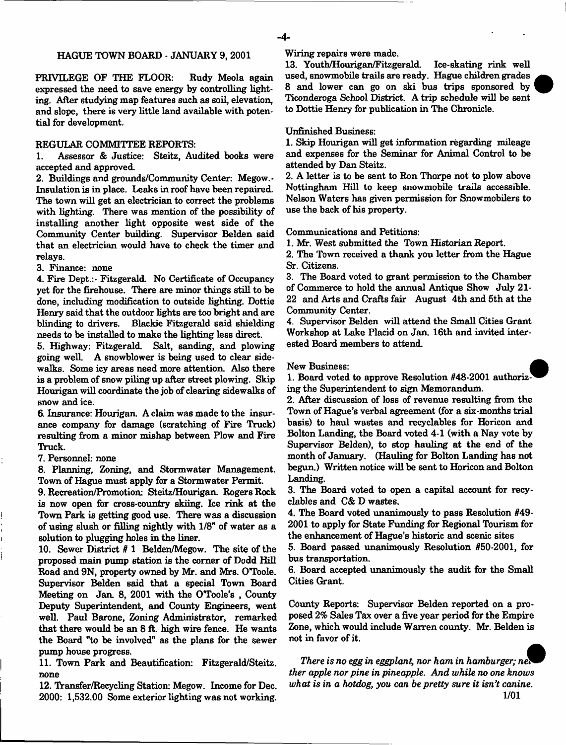## HAGUE TOWN BOARD - JANUARY 9, 2001

PRIVILEGE OF THE FLOOR: Rudy Meola again expressed the need to save energy by controlling lighting. After studying map features such as soil, elevation, and slope, there is very little land available with potential for development.

REGULAR COMMITTEE REPORTS:

1. Assessor & Justice: Steitz, Audited books were accepted and approved.
2. Buildings and grounds/Community Center: Megow.- Insulation is in place. Leaks in roof have been repaired. The town will get an electrician to correct the problems with lighting. There was mention of the possibility of installing another light opposite west side of the Community Center building. Supervisor Belden said that an electrician would have to check the timer and relays.
3. Finance: none
4. Fire Dept.:- Fitzgerald. No Certificate of Occupancy yet for the firehouse. There are minor things still to be done, including modification to outside lighting. Dottie Henry said that the outdoor lights are too bright and are blinding to drivers. Blackie Fitzgerald said shielding needs to be installed to make the lighting less direct.
5. Highway: Fitzgerald. Salt, sanding, and plowing going well. A snowblower is being used to clear sidewalks. Some icy areas need more attention. Also there is a problem of snow piling up after street plowing. Skip Hourigan will coordinate the job of clearing sidewalks of snow and ice.
6. Insurance: Hourigan. A claim was made to the insurance company for damage (scratching of Fire Truck) resulting from a minor mishap between Plow and Fire Truck.
7. Personnel: none
8. Planning, Zoning, and Stormwater Management. Town of Hague must apply for a Stormwater Permit.
9. Recreation/Promotion: Steitz/Hourigan. Rogers Rock is now open for cross-country skiing. Ice rink at the Town Park is getting good use. There was a discussion of using slush or filling nightly with 1/8" of water as a solution to plugging holes in the liner.
10. Sewer District # 1 Belden/Megow. The site of the proposed main pump station is the corner of Dodd Hill Road and 9N, property owned by Mr. and Mrs. O'Toole. Supervisor Belden said that a special Town Board Meeting on Jan. 8, 2001 with the O'Toole's , County Deputy Superintendent, and County Engineers, went well. Paul Barone, Zoning Administrator, remarked that there would be an 8 ft. high wire fence. He wants the Board "to be involved" as the plans for the sewer pump house progress.
11. Town Park and Beautification: Fitzgerald/Steitz. none
12. Transfer/Recycling Station: Megow. Income for Dec. 2000: 1,532.00 Some exterior lighting was not working. Wiring repairs were made.
13. Youth/Hourigan/Fitzgerald. Ice-skating rink well used, snowmobile trails are ready. Hague children grades 8 and lower can go on ski bus trips sponsored by Ticonderoga School District. A trip schedule will be sent to Dottie Henry for publication in The Chronicle.

Unfinished Business:

1. Skip Hourigan will get information regarding mileage and expenses for the Seminar for Animal Control to be attended by Dan Steitz.
2. A letter is to be sent to Ron Thorpe not to plow above Nottingham Hill to keep snowmobile trails accessible. Nelson Waters has given permission for Snowmobilers to use the back of his property.

Communications and Petitions:

1. Mr. West submitted the Town Historian Report.
2. The Town received a thank you letter from the Hague Sr. Citizens.
3. The Board voted to grant permission to the Chamber of Commerce to hold the annual Antique Show July 21-22 and Arts and Crafts fair August 4th and 5th at the Community Center.
4. Supervisor Belden will attend the Small Cities Grant Workshop at Lake Placid on Jan. 16th and invited interested Board members to attend.

New Business:

1. Board voted to approve Resolution #48-2001 authorizing the Superintendent to sign Memorandum.
2. After discussion of loss of revenue resulting from the Town of Hague's verbal agreement (for a six-months trial basis) to haul wastes and recyclables for Horicon and Bolton Landing, the Board voted 4-1 (with a Nay vote by Supervisor Belden), to stop hauling at the end of the month of January. (Hauling for Bolton Landing has not begun.) Written notice will be sent to Horicon and Bolton Landing.
3. The Board voted to open a capital account for recyclables and C& D wastes.
4. The Board voted unanimously to pass Resolution #49-2001 to apply for State Funding for Regional Tourism for the enhancement of Hague's historic and scenic sites
5. Board passed unanimously Resolution #50-2001, for bus transportation.
6. Board accepted unanimously the audit for the Small Cities Grant.

County Reports: Supervisor Belden reported on a proposed 2% Sales Tax over a five year period for the Empire Zone, which would include Warren county. Mr. Belden is not in favor of it.

*There is no egg in eggplant, nor ham in hamburger; neither apple nor pine in pineapple. And while no one knows what is in a hotdog, you can be pretty sure it isn't canine.*

1/01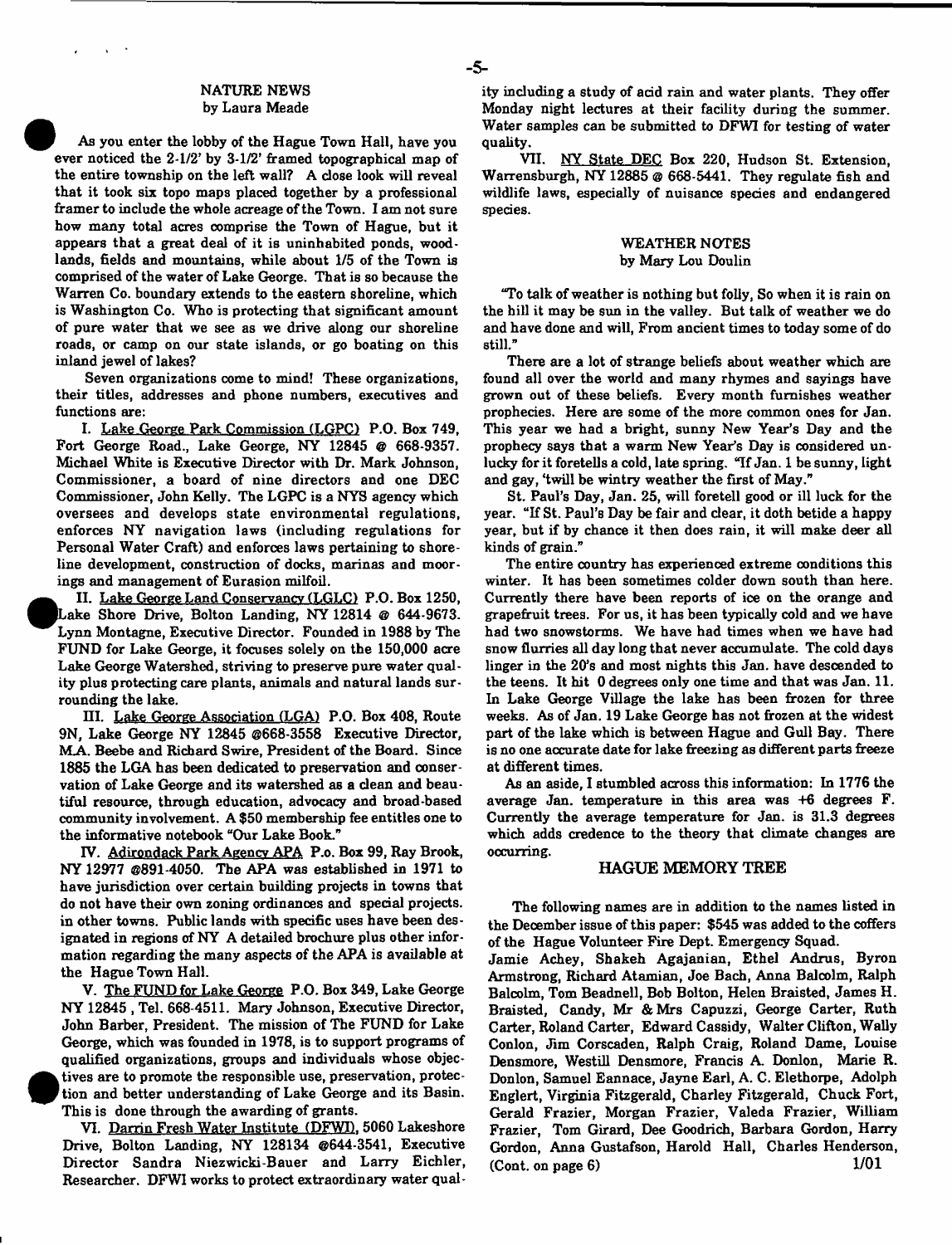## NATURE NEWS
by Laura Meade

As you enter the lobby of the Hague Town Hall, have you ever noticed the 2-1/2' by 3-1/2' framed topographical map of the entire township on the left wall? A close look will reveal that it took six topo maps placed together by a professional framer to include the whole acreage of the Town. I am not sure how many total acres comprise the Town of Hague, but it appears that a great deal of it is uninhabited ponds, woodlands, fields and mountains, while about 1/5 of the Town is comprised of the water of Lake George. That is so because the Warren Co. boundary extends to the eastern shoreline, which is Washington Co. Who is protecting that significant amount of pure water that we see as we drive along our shoreline roads, or camp on our state islands, or go boating on this inland jewel of lakes?

Seven organizations come to mind! These organizations, their titles, addresses and phone numbers, executives and functions are:

I. Lake George Park Commission (LGPC) P.O. Box 749, Fort George Road., Lake George, NY 12845 @ 668-9357. Michael White is Executive Director with Dr. Mark Johnson, Commissioner, a board of nine directors and one DEC Commissioner, John Kelly. The LGPC is a NYS agency which oversees and develops state environmental regulations, enforces NY navigation laws (including regulations for Personal Water Craft) and enforces laws pertaining to shoreline development, construction of docks, marinas and moorings and management of Eurasion milfoil.

II. Lake George Land Conservancy (LGLC) P.O. Box 1250, Lake Shore Drive, Bolton Landing, NY 12814 @ 644-9673. Lynn Montagne, Executive Director. Founded in 1988 by The FUND for Lake George, it focuses solely on the 150,000 acre Lake George Watershed, striving to preserve pure water quality plus protecting care plants, animals and natural lands surrounding the lake.

III. Lake George Association (LGA) P.O. Box 408, Route 9N, Lake George NY 12845 @668-3558 Executive Director, M.A. Beebe and Richard Swire, President of the Board. Since 1885 the LGA has been dedicated to preservation and conservation of Lake George and its watershed as a clean and beautiful resource, through education, advocacy and broad-based community involvement. A $50 membership fee entitles one to the informative notebook "Our Lake Book."

IV. Adirondack Park Agency APA P.o. Box 99, Ray Brook, NY 12977 @891-4050. The APA was established in 1971 to have jurisdiction over certain building projects in towns that do not have their own zoning ordinances and special projects. in other towns. Public lands with specific uses have been designated in regions of NY A detailed brochure plus other information regarding the many aspects of the APA is available at the Hague Town Hall.

V. The FUND for Lake George P.O. Box 349, Lake George NY 12845 , Tel. 668-4511. Mary Johnson, Executive Director, John Barber, President. The mission of The FUND for Lake George, which was founded in 1978, is to support programs of qualified organizations, groups and individuals whose objectives are to promote the responsible use, preservation, protection and better understanding of Lake George and its Basin. This is done through the awarding of grants.

VI. Darrin Fresh Water Institute (DFWI), 5060 Lakeshore Drive, Bolton Landing, NY 128134 @644-3541, Executive Director Sandra Niezwicki-Bauer and Larry Eichler, Researcher. DFWI works to protect extraordinary water quality including a study of acid rain and water plants. They offer Monday night lectures at their facility during the summer. Water samples can be submitted to DFWI for testing of water quality.

VII. NY State DEC Box 220, Hudson St. Extension, Warrensburgh, NY 12885 @ 668-5441. They regulate fish and wildlife laws, especially of nuisance species and endangered species.

## WEATHER NOTES
by Mary Lou Doulin

"To talk of weather is nothing but folly, So when it is rain on the hill it may be sun in the valley. But talk of weather we do and have done and will, From ancient times to today some of do still."

There are a lot of strange beliefs about weather which are found all over the world and many rhymes and sayings have grown out of these beliefs. Every month furnishes weather prophecies. Here are some of the more common ones for Jan. This year we had a bright, sunny New Year's Day and the prophecy says that a warm New Year's Day is considered unlucky for it foretells a cold, late spring. "If Jan. 1 be sunny, light and gay, 'twill be wintry weather the first of May."

St. Paul's Day, Jan. 25, will foretell good or ill luck for the year. "If St. Paul's Day be fair and clear, it doth betide a happy year, but if by chance it then does rain, it will make deer all kinds of grain."

The entire country has experienced extreme conditions this winter. It has been sometimes colder down south than here. Currently there have been reports of ice on the orange and grapefruit trees. For us, it has been typically cold and we have had two snowstorms. We have had times when we have had snow flurries all day long that never accumulate. The cold days linger in the 20's and most nights this Jan. have descended to the teens. It hit 0 degrees only one time and that was Jan. 11. In Lake George Village the lake has been frozen for three weeks. As of Jan. 19 Lake George has not frozen at the widest part of the lake which is between Hague and Gull Bay. There is no one accurate date for lake freezing as different parts freeze at different times.

As an aside, I stumbled across this information: In 1776 the average Jan. temperature in this area was +6 degrees F. Currently the average temperature for Jan. is 31.3 degrees which adds credence to the theory that climate changes are occurring.

## HAGUE MEMORY TREE

The following names are in addition to the names listed in the December issue of this paper: $545 was added to the coffers of the Hague Volunteer Fire Dept. Emergency Squad.

Jamie Achey, Shakeh Agajanian, Ethel Andrus, Byron Armstrong, Richard Atamian, Joe Bach, Anna Balcolm, Ralph Balcolm, Tom Beadnell, Bob Bolton, Helen Braisted, James H. Braisted, Candy, Mr & Mrs Capuzzi, George Carter, Ruth Carter, Roland Carter, Edward Cassidy, Walter Clifton, Wally Conlon, Jim Corscaden, Ralph Craig, Roland Dame, Louise Densmore, Westill Densmore, Francis A. Donlon, Marie R. Donlon, Samuel Eannace, Jayne Earl, A. C. Elethorpe, Adolph Englert, Virginia Fitzgerald, Charley Fitzgerald, Chuck Fort, Gerald Frazier, Morgan Frazier, Valeda Frazier, William Frazier, Tom Girard, Dee Goodrich, Barbara Gordon, Harry Gordon, Anna Gustafson, Harold Hall, Charles Henderson, (Cont. on page 6)

1/01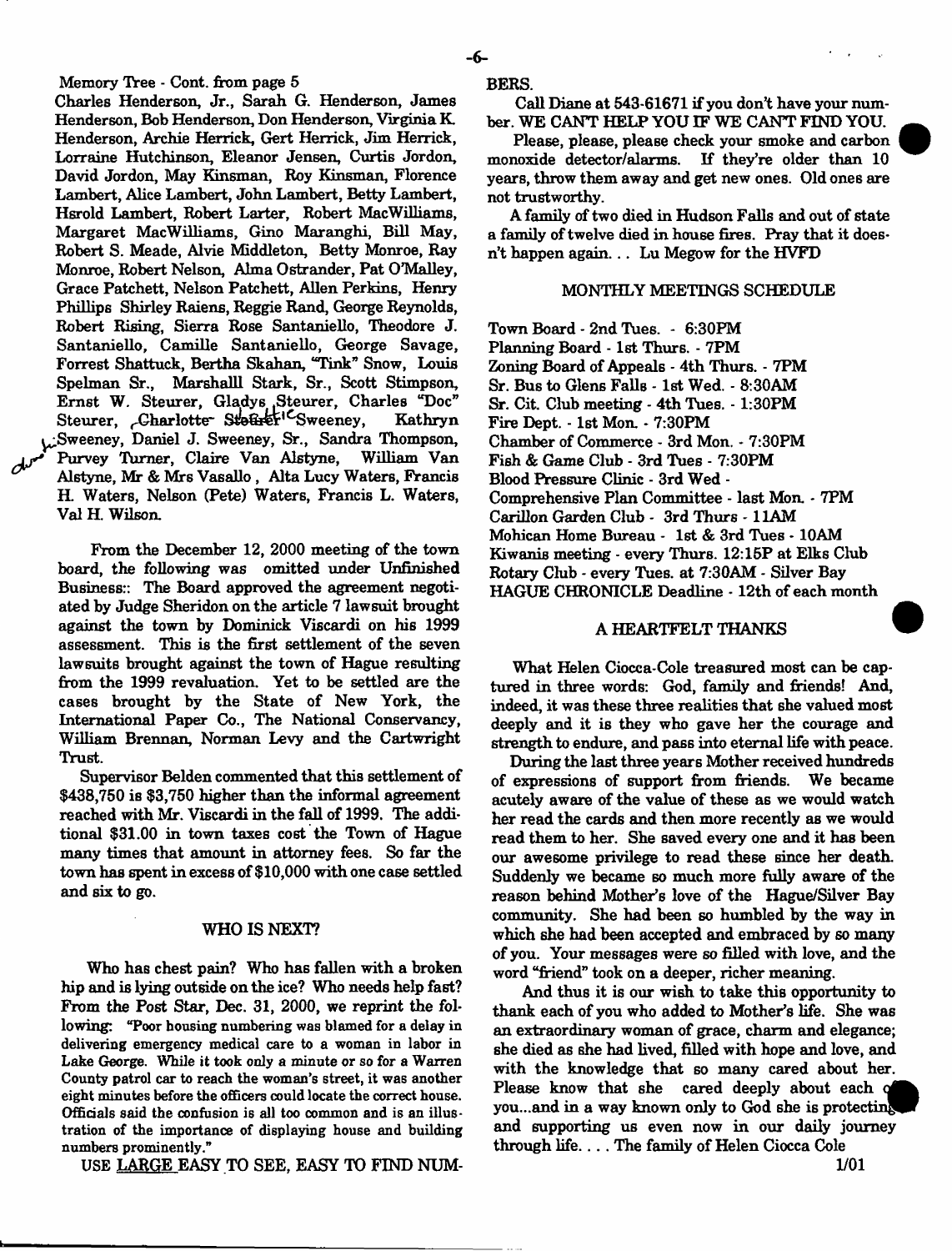Memory Tree - Cont. from page 5

Charles Henderson, Jr., Sarah G. Henderson, James Henderson, Bob Henderson, Don Henderson, Virginia K. Henderson, Archie Herrick, Gert Herrick, Jim Herrick, Lorraine Hutchinson, Eleanor Jensen, Curtis Jordon, David Jordon, May Kinsman, Roy Kinsman, Florence Lambert, Alice Lambert, John Lambert, Betty Lambert, Hsrold Lambert, Robert Larter, Robert MacWilliams, Margaret MacWilliams, Gino Maranghi, Bill May, Robert S. Meade, Alvie Middleton, Betty Monroe, Ray Monroe, Robert Nelson, Alma Ostrander, Pat O'Malley, Grace Patchett, Nelson Patchett, Allen Perkins, Henry Phillips Shirley Raiens, Reggie Rand, George Reynolds, Robert Rising, Sierra Rose Santaniello, Theodore J. Santaniello, Camille Santaniello, George Savage, Forrest Shattuck, Bertha Skahan, "Tink" Snow, Louis Spelman Sr., Marshalll Stark, Sr., Scott Stimpson, Ernst W. Steurer, Gladys Steurer, Charles "Doc" Steurer, Charlotte Steurer Sweeney, Kathryn Sweeney, Daniel J. Sweeney, Sr., Sandra Thompson, Purvey Turner, Claire Van Alstyne, William Van Alstyne, Mr & Mrs Vasallo, Alta Lucy Waters, Francis H. Waters, Nelson (Pete) Waters, Francis L. Waters, Val H. Wilson.

From the December 12, 2000 meeting of the town board, the following was omitted under Unfinished Business:: The Board approved the agreement negotiated by Judge Sheridon on the article 7 lawsuit brought against the town by Dominick Viscardi on his 1999 assessment. This is the first settlement of the seven lawsuits brought against the town of Hague resulting from the 1999 revaluation. Yet to be settled are the cases brought by the State of New York, the International Paper Co., The National Conservancy, William Brennan, Norman Levy and the Cartwright Trust.

Supervisor Belden commented that this settlement of $438,750 is $3,750 higher than the informal agreement reached with Mr. Viscardi in the fall of 1999. The additional $31.00 in town taxes cost the Town of Hague many times that amount in attorney fees. So far the town has spent in excess of $10,000 with one case settled and six to go.

## WHO IS NEXT?

Who has chest pain? Who has fallen with a broken hip and is lying outside on the ice? Who needs help fast? From the Post Star, Dec. 31, 2000, we reprint the following: "Poor housing numbering was blamed for a delay in delivering emergency medical care to a woman in labor in Lake George. While it took only a minute or so for a Warren County patrol car to reach the woman's street, it was another eight minutes before the officers could locate the correct house. Officials said the confusion is all too common and is an illustration of the importance of displaying house and building numbers prominently."

USE LARGE EASY TO SEE, EASY TO FIND NUMBERS.

Call Diane at 543-61671 if you don't have your number. WE CAN'T HELP YOU IF WE CAN'T FIND YOU.

Please, please, please check your smoke and carbon monoxide detector/alarms. If they're older than 10 years, throw them away and get new ones. Old ones are not trustworthy.

A family of two died in Hudson Falls and out of state a family of twelve died in house fires. Pray that it doesn't happen again... Lu Megow for the HVFD

## MONTHLY MEETINGS SCHEDULE

Town Board - 2nd Tues. - 6:30PM
Planning Board - 1st Thurs. - 7PM
Zoning Board of Appeals - 4th Thurs. - 7PM
Sr. Bus to Glens Falls - 1st Wed. - 8:30AM
Sr. Cit. Club meeting - 4th Tues. - 1:30PM
Fire Dept. - 1st Mon. - 7:30PM
Chamber of Commerce - 3rd Mon. - 7:30PM
Fish & Game Club - 3rd Tues - 7:30PM
Blood Pressure Clinic - 3rd Wed -
Comprehensive Plan Committee - last Mon. - 7PM
Carillon Garden Club - 3rd Thurs - 11AM
Mohican Home Bureau - 1st & 3rd Tues - 10AM
Kiwanis meeting - every Thurs. 12:15P at Elks Club
Rotary Club - every Tues. at 7:30AM - Silver Bay
HAGUE CHRONICLE Deadline - 12th of each month

## A HEARTFELT THANKS

What Helen Ciocca-Cole treasured most can be captured in three words: God, family and friends! And, indeed, it was these three realities that she valued most deeply and it is they who gave her the courage and strength to endure, and pass into eternal life with peace.

During the last three years Mother received hundreds of expressions of support from friends. We became acutely aware of the value of these as we would watch her read the cards and then more recently as we would read them to her. She saved every one and it has been our awesome privilege to read these since her death. Suddenly we became so much more fully aware of the reason behind Mother's love of the Hague/Silver Bay community. She had been so humbled by the way in which she had been accepted and embraced by so many of you. Your messages were so filled with love, and the word "friend" took on a deeper, richer meaning.

And thus it is our wish to take this opportunity to thank each of you who added to Mother's life. She was an extraordinary woman of grace, charm and elegance; she died as she had lived, filled with hope and love, and with the knowledge that so many cared about her. Please know that she cared deeply about each of you...and in a way known only to God she is protecting and supporting us even now in our daily journey through life. . . . The family of Helen Ciocca Cole

1/01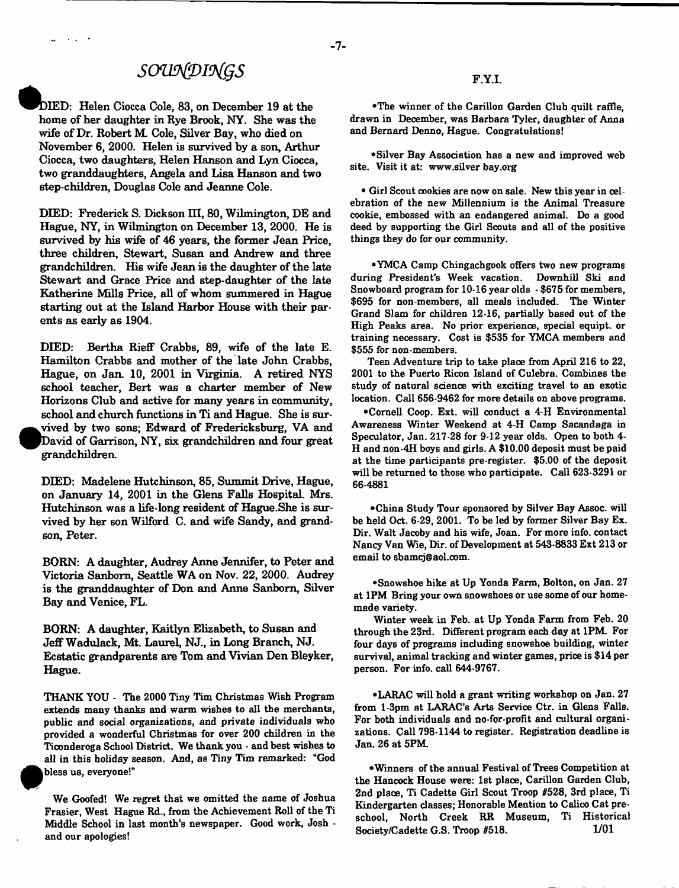## SOUNDINGS

DIED: Helen Ciocca Cole, 83, on December 19 at the home of her daughter in Rye Brook, NY. She was the wife of Dr. Robert M. Cole, Silver Bay, who died on November 6, 2000. Helen is survived by a son, Arthur Ciocca, two daughters, Helen Hanson and Lyn Ciocca, two granddaughters, Angela and Lisa Hanson and two step-children, Douglas Cole and Jeanne Cole.

DIED: Frederick S. Dickson III, 80, Wilmington, DE and Hague, NY, in Wilmington on December 13, 2000. He is survived by his wife of 46 years, the former Jean Price, three children, Stewart, Susan and Andrew and three grandchildren. His wife Jean is the daughter of the late Stewart and Grace Price and step-daughter of the late Katherine Mills Price, all of whom summered in Hague starting out at the Island Harbor House with their parents as early as 1904.

DIED: Bertha Rieff Crabbs, 89, wife of the late E. Hamilton Crabbs and mother of the late John Crabbs, Hague, on Jan. 10, 2001 in Virginia. A retired NYS school teacher, Bert was a charter member of New Horizons Club and active for many years in community, school and church functions in Ti and Hague. She is survived by two sons; Edward of Fredericksburg, VA and David of Garrison, NY, six grandchildren and four great grandchildren.

DIED: Madelene Hutchinson, 85, Summit Drive, Hague, on January 14, 2001 in the Glens Falls Hospital. Mrs. Hutchinson was a life-long resident of Hague.She is survived by her son Wilford C. and wife Sandy, and grandson, Peter.

BORN: A daughter, Audrey Anne Jennifer, to Peter and Victoria Sanborn, Seattle WA on Nov. 22, 2000. Audrey is the granddaughter of Don and Anne Sanborn, Silver Bay and Venice, FL.

BORN: A daughter, Kaitlyn Elizabeth, to Susan and Jeff Wadulack, Mt. Laurel, NJ., in Long Branch, NJ. Ecstatic grandparents are Tom and Vivian Den Bleyker, Hague.

THANK YOU - The 2000 Tiny Tim Christmas Wish Program extends many thanks and warm wishes to all the merchants, public and social organizations, and private individuals who provided a wonderful Christmas for over 200 children in the Ticonderoga School District. We thank you - and best wishes to all in this holiday season. And, as Tiny Tim remarked: "God bless us, everyone!"

We Goofed! We regret that we omitted the name of Joshua Frasier, West Hague Rd., from the Achievement Roll of the Ti Middle School in last month's newspaper. Good work, Josh - and our apologies!

## F.Y.I.

•The winner of the Carillon Garden Club quilt raffle, drawn in December, was Barbara Tyler, daughter of Anna and Bernard Denno, Hague. Congratulations!

•Silver Bay Association has a new and improved web site. Visit it at: www.silver bay.org

• Girl Scout cookies are now on sale. New this year in celebration of the new Millennium is the Animal Treasure cookie, embossed with an endangered animal. Do a good deed by supporting the Girl Scouts and all of the positive things they do for our community.

•YMCA Camp Chingachgook offers two new programs during President's Week vacation. Downhill Ski and Snowboard program for 10-16 year olds - $675 for members, $695 for non-members, all meals included. The Winter Grand Slam for children 12-16, partially based out of the High Peaks area. No prior experience, special equipt. or training necessary. Cost is $535 for YMCA members and $555 for non-members.

Teen Adventure trip to take place from April 216 to 22, 2001 to the Puerto Rican Island of Culebra. Combines the study of natural science with exciting travel to an exotic location. Call 656-9462 for more details on above programs.

•Cornell Coop. Ext. will conduct a 4-H Environmental Awareness Winter Weekend at 4-H Camp Sacandaga in Speculator, Jan. 217-28 for 9-12 year olds. Open to both 4-H and non-4H boys and girls. A $10.00 deposit must be paid at the time participants pre-register. $5.00 of the deposit will be returned to those who participate. Call 623-3291 or 66-4881

•China Study Tour sponsored by Silver Bay Assoc. will be held Oct. 6-29, 2001. To be led by former Silver Bay Ex. Dir. Walt Jacoby and his wife, Joan. For more info. contact Nancy Van Wie, Dir. of Development at 543-8833 Ext 213 or email to sbamcj@aol.com.

•Snowshoe hike at Up Yonda Farm, Bolton, on Jan. 27 at 1PM Bring your own snowshoes or use some of our homemade variety.

Winter week in Feb. at Up Yonda Farm from Feb. 20 through the 23rd. Different program each day at 1PM. For four days of programs including snowshoe building, winter survival, animal tracking and winter games, price is $14 per person. For info. call 644-9767.

•LARAC will hold a grant writing workshop on Jan. 27 from 1-3pm at LARAC's Arts Service Ctr. in Glens Falls. For both individuals and no-for-profit and cultural organizations. Call 798-1144 to register. Registration deadline is Jan. 26 at 5PM.

•Winners of the annual Festival of Trees Competition at the Hancock House were: 1st place, Carillon Garden Club, 2nd place, Ti Cadette Girl Scout Troop #528, 3rd place, Ti Kindergarten classes; Honorable Mention to Calico Cat preschool, North Creek RR Museum, Ti Historical Society/Cadette G.S. Troop #518. 1/01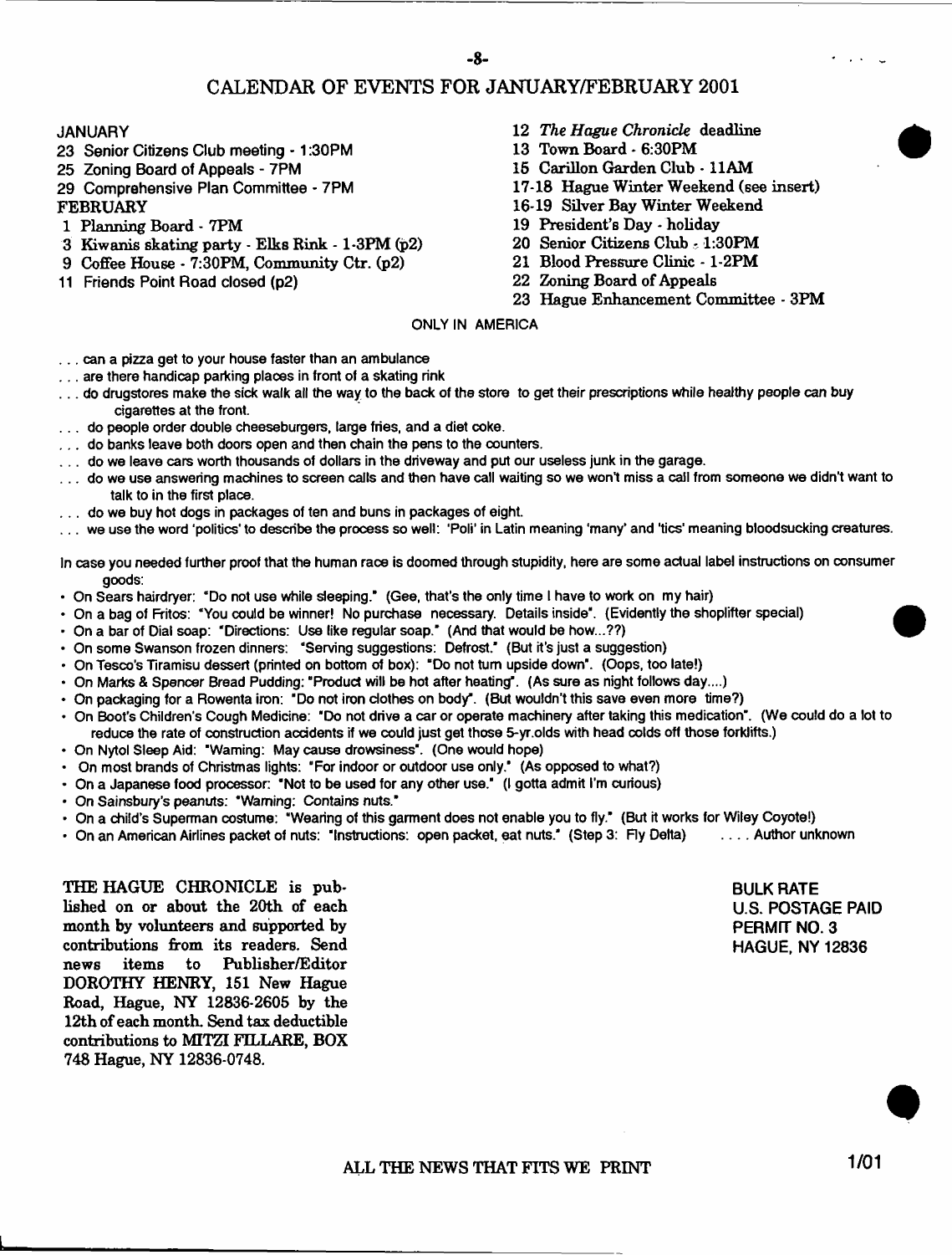## CALENDAR OF EVENTS FOR JANUARY/FEBRUARY 2001

JANUARY

23 Senior Citizens Club meeting - 1:30PM

25 Zoning Board of Appeals - 7PM

29 Comprehensive Plan Committee - 7PM

FEBRUARY

1 Planning Board - 7PM

3 Kiwanis skating party - Elks Rink - 1-3PM (p2)

9 Coffee House - 7:30PM, Community Ctr. (p2)

11 Friends Point Road closed (p2)

12 *The Hague Chronicle* deadline

13 Town Board - 6:30PM

15 Carillon Garden Club - 11AM

17-18 Hague Winter Weekend (see insert)

16-19 Silver Bay Winter Weekend

19 President's Day - holiday

20 Senior Citizens Club - 1:30PM

21 Blood Pressure Clinic - 1-2PM

22 Zoning Board of Appeals

23 Hague Enhancement Committee - 3PM

### ONLY IN AMERICA

. . . can a pizza get to your house faster than an ambulance

. . . are there handicap parking places in front of a skating rink

. . . do drugstores make the sick walk all the way to the back of the store to get their prescriptions while healthy people can buy cigarettes at the front.

. . . do people order double cheeseburgers, large fries, and a diet coke.

. . . do banks leave both doors open and then chain the pens to the counters.

. . . do we leave cars worth thousands of dollars in the driveway and put our useless junk in the garage.

. . . do we use answering machines to screen calls and then have call waiting so we won't miss a call from someone we didn't want to talk to in the first place.

. . . do we buy hot dogs in packages of ten and buns in packages of eight.

. . . we use the word 'politics' to describe the process so well: 'Poli' in Latin meaning 'many' and 'tics' meaning bloodsucking creatures.

In case you needed further proof that the human race is doomed through stupidity, here are some actual label instructions on consumer goods:

- On Sears hairdryer: "Do not use while sleeping." (Gee, that's the only time I have to work on my hair)
- On a bag of Fritos: "You could be winner! No purchase necessary. Details inside". (Evidently the shoplifter special)
- On a bar of Dial soap: "Directions: Use like regular soap." (And that would be how...??)
- On some Swanson frozen dinners: "Serving suggestions: Defrost." (But it's just a suggestion)
- On Tesco's Tiramisu dessert (printed on bottom of box): "Do not turn upside down". (Oops, too late!)
- On Marks & Spencer Bread Pudding: "Product will be hot after heating". (As sure as night follows day....)
- On packaging for a Rowenta iron: "Do not iron clothes on body". (But wouldn't this save even more time?)
- On Boot's Children's Cough Medicine: "Do not drive a car or operate machinery after taking this medication". (We could do a lot to reduce the rate of construction accidents if we could just get those 5-yr.olds with head colds off those forklifts.)
- On Nytol Sleep Aid: "Warning: May cause drowsiness". (One would hope)
- On most brands of Christmas lights: "For indoor or outdoor use only." (As opposed to what?)
- On a Japanese food processor: "Not to be used for any other use." (I gotta admit I'm curious)
- On Sainsbury's peanuts: "Warning: Contains nuts."
- On a child's Superman costume: "Wearing of this garment does not enable you to fly." (But it works for Wiley Coyote!)
- On an American Airlines packet of nuts: "Instructions: open packet, eat nuts." (Step 3: Fly Delta) . . . . Author unknown

THE HAGUE CHRONICLE is published on or about the 20th of each month by volunteers and supported by contributions from its readers. Send news items to Publisher/Editor DOROTHY HENRY, 151 New Hague Road, Hague, NY 12836-2605 by the 12th of each month. Send tax deductible contributions to MITZI FILLARE, BOX 748 Hague, NY 12836-0748.

BULK RATE
U.S. POSTAGE PAID
PERMIT NO. 3
HAGUE, NY 12836

ALL THE NEWS THAT FITS WE PRINT

1/01